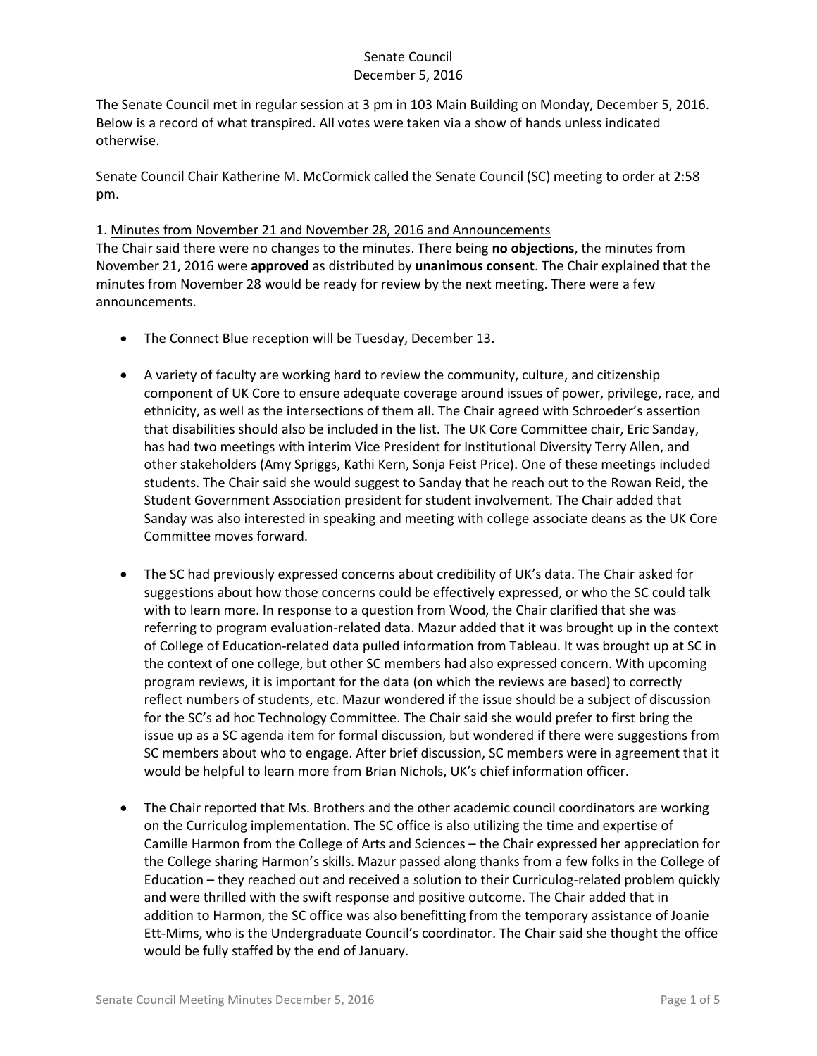Senate Council
December 5, 2016

The Senate Council met in regular session at 3 pm in 103 Main Building on Monday, December 5, 2016. Below is a record of what transpired. All votes were taken via a show of hands unless indicated otherwise.

Senate Council Chair Katherine M. McCormick called the Senate Council (SC) meeting to order at 2:58 pm.

1. Minutes from November 21 and November 28, 2016 and Announcements

The Chair said there were no changes to the minutes. There being **no objections**, the minutes from November 21, 2016 were **approved** as distributed by **unanimous consent**. The Chair explained that the minutes from November 28 would be ready for review by the next meeting. There were a few announcements.

- The Connect Blue reception will be Tuesday, December 13.

- A variety of faculty are working hard to review the community, culture, and citizenship component of UK Core to ensure adequate coverage around issues of power, privilege, race, and ethnicity, as well as the intersections of them all. The Chair agreed with Schroeder's assertion that disabilities should also be included in the list. The UK Core Committee chair, Eric Sanday, has had two meetings with interim Vice President for Institutional Diversity Terry Allen, and other stakeholders (Amy Spriggs, Kathi Kern, Sonja Feist Price). One of these meetings included students. The Chair said she would suggest to Sanday that he reach out to the Rowan Reid, the Student Government Association president for student involvement. The Chair added that Sanday was also interested in speaking and meeting with college associate deans as the UK Core Committee moves forward.

- The SC had previously expressed concerns about credibility of UK's data. The Chair asked for suggestions about how those concerns could be effectively expressed, or who the SC could talk with to learn more. In response to a question from Wood, the Chair clarified that she was referring to program evaluation-related data. Mazur added that it was brought up in the context of College of Education-related data pulled information from Tableau. It was brought up at SC in the context of one college, but other SC members had also expressed concern. With upcoming program reviews, it is important for the data (on which the reviews are based) to correctly reflect numbers of students, etc. Mazur wondered if the issue should be a subject of discussion for the SC's ad hoc Technology Committee. The Chair said she would prefer to first bring the issue up as a SC agenda item for formal discussion, but wondered if there were suggestions from SC members about who to engage. After brief discussion, SC members were in agreement that it would be helpful to learn more from Brian Nichols, UK's chief information officer.

- The Chair reported that Ms. Brothers and the other academic council coordinators are working on the Curriculog implementation. The SC office is also utilizing the time and expertise of Camille Harmon from the College of Arts and Sciences – the Chair expressed her appreciation for the College sharing Harmon's skills. Mazur passed along thanks from a few folks in the College of Education – they reached out and received a solution to their Curriculog-related problem quickly and were thrilled with the swift response and positive outcome. The Chair added that in addition to Harmon, the SC office was also benefitting from the temporary assistance of Joanie Ett-Mims, who is the Undergraduate Council's coordinator. The Chair said she thought the office would be fully staffed by the end of January.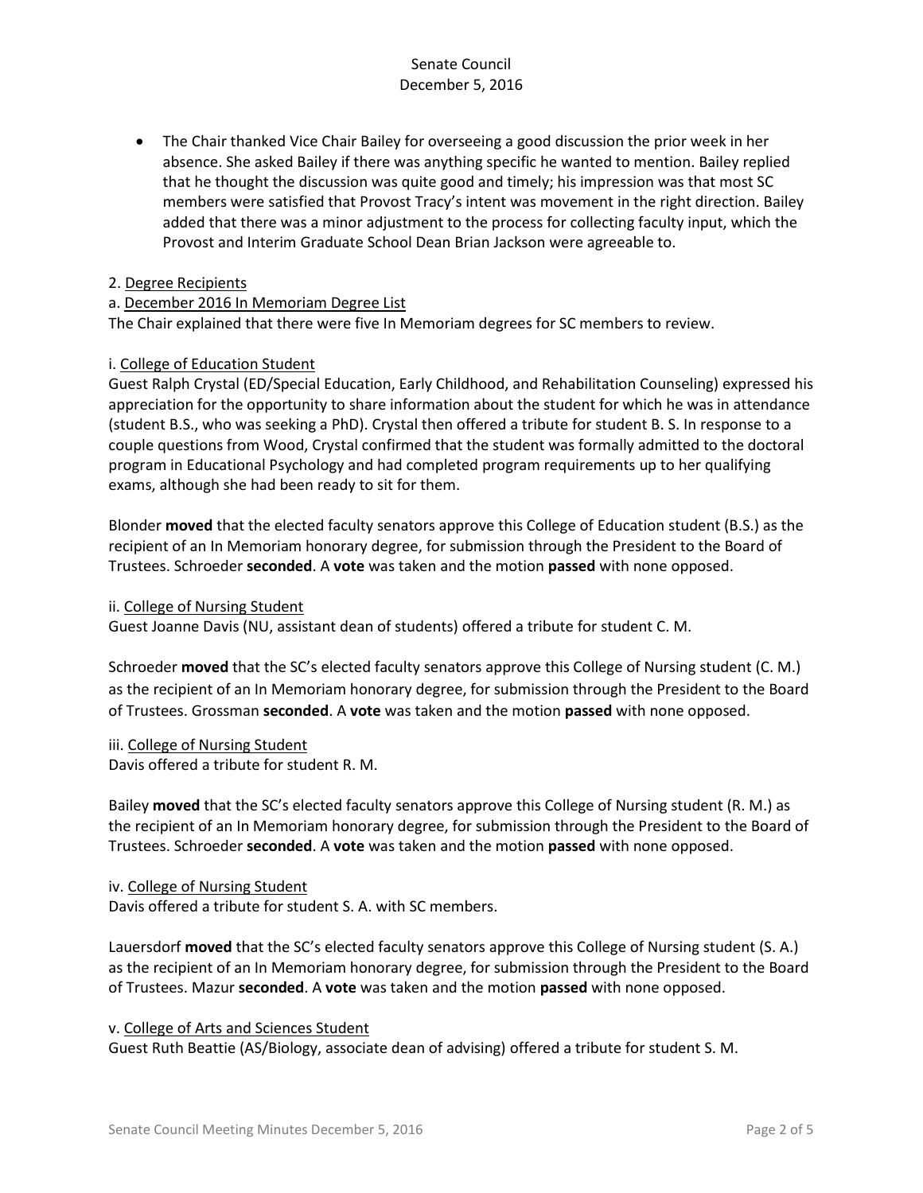- The Chair thanked Vice Chair Bailey for overseeing a good discussion the prior week in her absence. She asked Bailey if there was anything specific he wanted to mention. Bailey replied that he thought the discussion was quite good and timely; his impression was that most SC members were satisfied that Provost Tracy's intent was movement in the right direction. Bailey added that there was a minor adjustment to the process for collecting faculty input, which the Provost and Interim Graduate School Dean Brian Jackson were agreeable to.

2. <u>Degree Recipients</u>

a. <u>December 2016 In Memoriam Degree List</u>

The Chair explained that there were five In Memoriam degrees for SC members to review.

i. <u>College of Education Student</u>

Guest Ralph Crystal (ED/Special Education, Early Childhood, and Rehabilitation Counseling) expressed his appreciation for the opportunity to share information about the student for which he was in attendance (student B.S., who was seeking a PhD). Crystal then offered a tribute for student B. S. In response to a couple questions from Wood, Crystal confirmed that the student was formally admitted to the doctoral program in Educational Psychology and had completed program requirements up to her qualifying exams, although she had been ready to sit for them.

Blonder **moved** that the elected faculty senators approve this College of Education student (B.S.) as the recipient of an In Memoriam honorary degree, for submission through the President to the Board of Trustees. Schroeder **seconded**. A **vote** was taken and the motion **passed** with none opposed.

ii. <u>College of Nursing Student</u>

Guest Joanne Davis (NU, assistant dean of students) offered a tribute for student C. M.

Schroeder **moved** that the SC's elected faculty senators approve this College of Nursing student (C. M.) as the recipient of an In Memoriam honorary degree, for submission through the President to the Board of Trustees. Grossman **seconded**. A **vote** was taken and the motion **passed** with none opposed.

iii. <u>College of Nursing Student</u>

Davis offered a tribute for student R. M.

Bailey **moved** that the SC's elected faculty senators approve this College of Nursing student (R. M.) as the recipient of an In Memoriam honorary degree, for submission through the President to the Board of Trustees. Schroeder **seconded**. A **vote** was taken and the motion **passed** with none opposed.

iv. <u>College of Nursing Student</u>

Davis offered a tribute for student S. A. with SC members.

Lauersdorf **moved** that the SC's elected faculty senators approve this College of Nursing student (S. A.) as the recipient of an In Memoriam honorary degree, for submission through the President to the Board of Trustees. Mazur **seconded**. A **vote** was taken and the motion **passed** with none opposed.

v. <u>College of Arts and Sciences Student</u>

Guest Ruth Beattie (AS/Biology, associate dean of advising) offered a tribute for student S. M.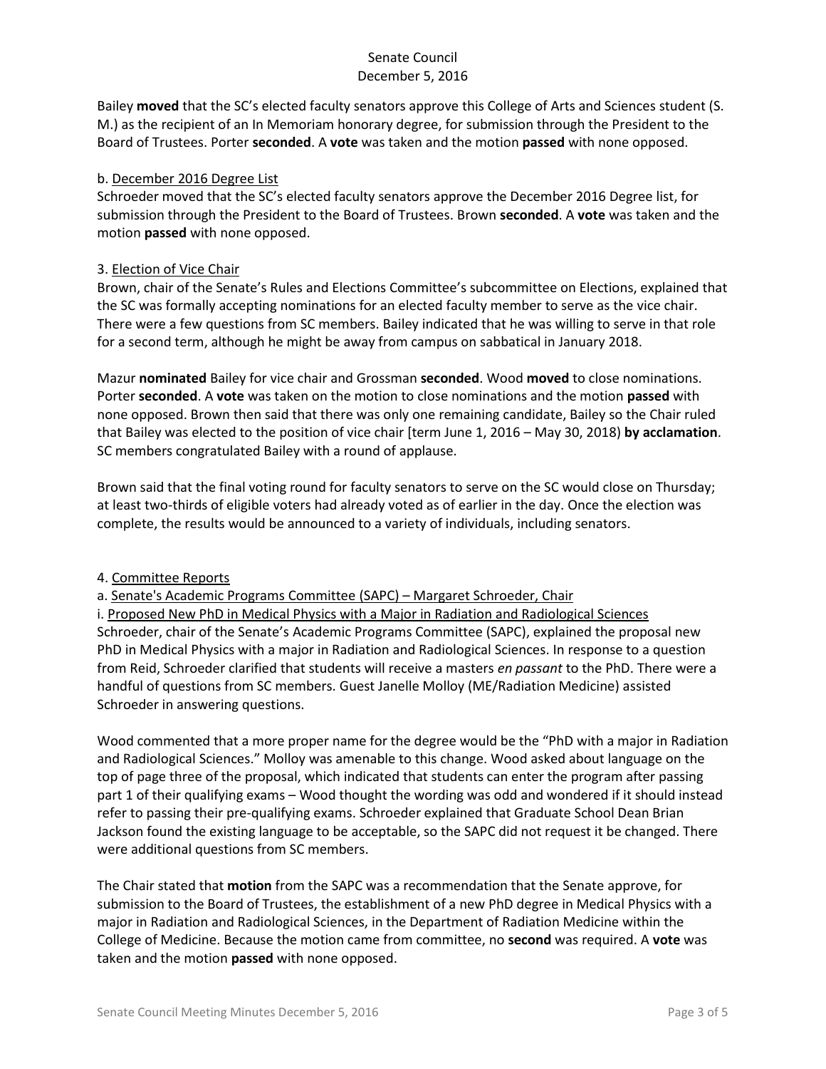Bailey **moved** that the SC's elected faculty senators approve this College of Arts and Sciences student (S. M.) as the recipient of an In Memoriam honorary degree, for submission through the President to the Board of Trustees. Porter **seconded**. A **vote** was taken and the motion **passed** with none opposed.

b. <u>December 2016 Degree List</u>

Schroeder moved that the SC's elected faculty senators approve the December 2016 Degree list, for submission through the President to the Board of Trustees. Brown **seconded**. A **vote** was taken and the motion **passed** with none opposed.

3. <u>Election of Vice Chair</u>

Brown, chair of the Senate's Rules and Elections Committee's subcommittee on Elections, explained that the SC was formally accepting nominations for an elected faculty member to serve as the vice chair. There were a few questions from SC members. Bailey indicated that he was willing to serve in that role for a second term, although he might be away from campus on sabbatical in January 2018.

Mazur **nominated** Bailey for vice chair and Grossman **seconded**. Wood **moved** to close nominations. Porter **seconded**. A **vote** was taken on the motion to close nominations and the motion **passed** with none opposed. Brown then said that there was only one remaining candidate, Bailey so the Chair ruled that Bailey was elected to the position of vice chair [term June 1, 2016 – May 30, 2018) **by acclamation**. SC members congratulated Bailey with a round of applause.

Brown said that the final voting round for faculty senators to serve on the SC would close on Thursday; at least two-thirds of eligible voters had already voted as of earlier in the day. Once the election was complete, the results would be announced to a variety of individuals, including senators.

4. <u>Committee Reports</u>

a. <u>Senate's Academic Programs Committee (SAPC) – Margaret Schroeder, Chair</u>

i. <u>Proposed New PhD in Medical Physics with a Major in Radiation and Radiological Sciences</u>

Schroeder, chair of the Senate's Academic Programs Committee (SAPC), explained the proposal new PhD in Medical Physics with a major in Radiation and Radiological Sciences. In response to a question from Reid, Schroeder clarified that students will receive a masters *en passant* to the PhD. There were a handful of questions from SC members. Guest Janelle Molloy (ME/Radiation Medicine) assisted Schroeder in answering questions.

Wood commented that a more proper name for the degree would be the "PhD with a major in Radiation and Radiological Sciences." Molloy was amenable to this change. Wood asked about language on the top of page three of the proposal, which indicated that students can enter the program after passing part 1 of their qualifying exams – Wood thought the wording was odd and wondered if it should instead refer to passing their pre-qualifying exams. Schroeder explained that Graduate School Dean Brian Jackson found the existing language to be acceptable, so the SAPC did not request it be changed. There were additional questions from SC members.

The Chair stated that **motion** from the SAPC was a recommendation that the Senate approve, for submission to the Board of Trustees, the establishment of a new PhD degree in Medical Physics with a major in Radiation and Radiological Sciences, in the Department of Radiation Medicine within the College of Medicine. Because the motion came from committee, no **second** was required. A **vote** was taken and the motion **passed** with none opposed.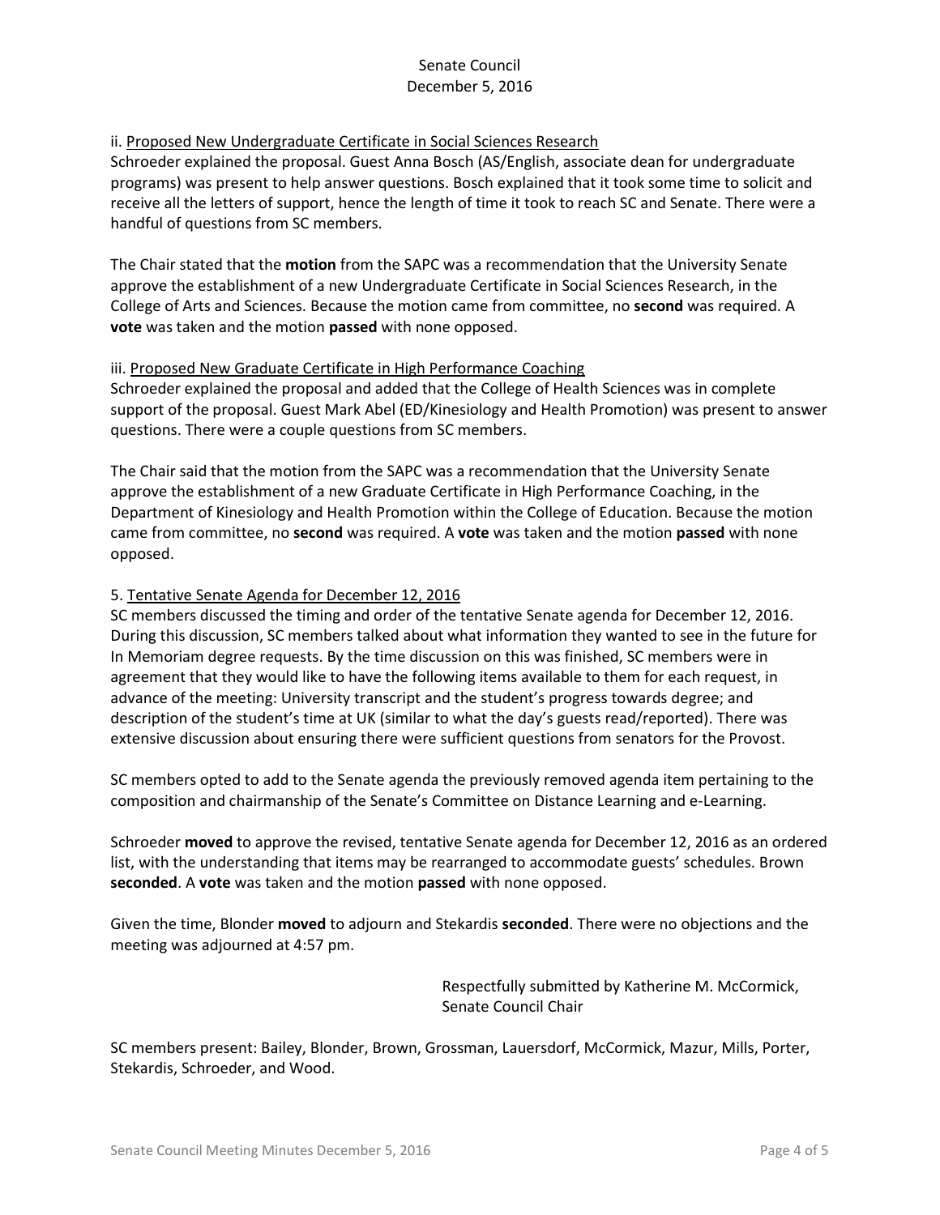ii. Proposed New Undergraduate Certificate in Social Sciences Research

Schroeder explained the proposal. Guest Anna Bosch (AS/English, associate dean for undergraduate programs) was present to help answer questions. Bosch explained that it took some time to solicit and receive all the letters of support, hence the length of time it took to reach SC and Senate. There were a handful of questions from SC members.

The Chair stated that the **motion** from the SAPC was a recommendation that the University Senate approve the establishment of a new Undergraduate Certificate in Social Sciences Research, in the College of Arts and Sciences. Because the motion came from committee, no **second** was required. A **vote** was taken and the motion **passed** with none opposed.

iii. Proposed New Graduate Certificate in High Performance Coaching

Schroeder explained the proposal and added that the College of Health Sciences was in complete support of the proposal. Guest Mark Abel (ED/Kinesiology and Health Promotion) was present to answer questions. There were a couple questions from SC members.

The Chair said that the motion from the SAPC was a recommendation that the University Senate approve the establishment of a new Graduate Certificate in High Performance Coaching, in the Department of Kinesiology and Health Promotion within the College of Education. Because the motion came from committee, no **second** was required. A **vote** was taken and the motion **passed** with none opposed.

5. Tentative Senate Agenda for December 12, 2016

SC members discussed the timing and order of the tentative Senate agenda for December 12, 2016. During this discussion, SC members talked about what information they wanted to see in the future for In Memoriam degree requests. By the time discussion on this was finished, SC members were in agreement that they would like to have the following items available to them for each request, in advance of the meeting: University transcript and the student's progress towards degree; and description of the student's time at UK (similar to what the day's guests read/reported). There was extensive discussion about ensuring there were sufficient questions from senators for the Provost.

SC members opted to add to the Senate agenda the previously removed agenda item pertaining to the composition and chairmanship of the Senate's Committee on Distance Learning and e-Learning.

Schroeder **moved** to approve the revised, tentative Senate agenda for December 12, 2016 as an ordered list, with the understanding that items may be rearranged to accommodate guests' schedules. Brown **seconded**. A **vote** was taken and the motion **passed** with none opposed.

Given the time, Blonder **moved** to adjourn and Stekardis **seconded**. There were no objections and the meeting was adjourned at 4:57 pm.

Respectfully submitted by Katherine M. McCormick,
Senate Council Chair

SC members present: Bailey, Blonder, Brown, Grossman, Lauersdorf, McCormick, Mazur, Mills, Porter, Stekardis, Schroeder, and Wood.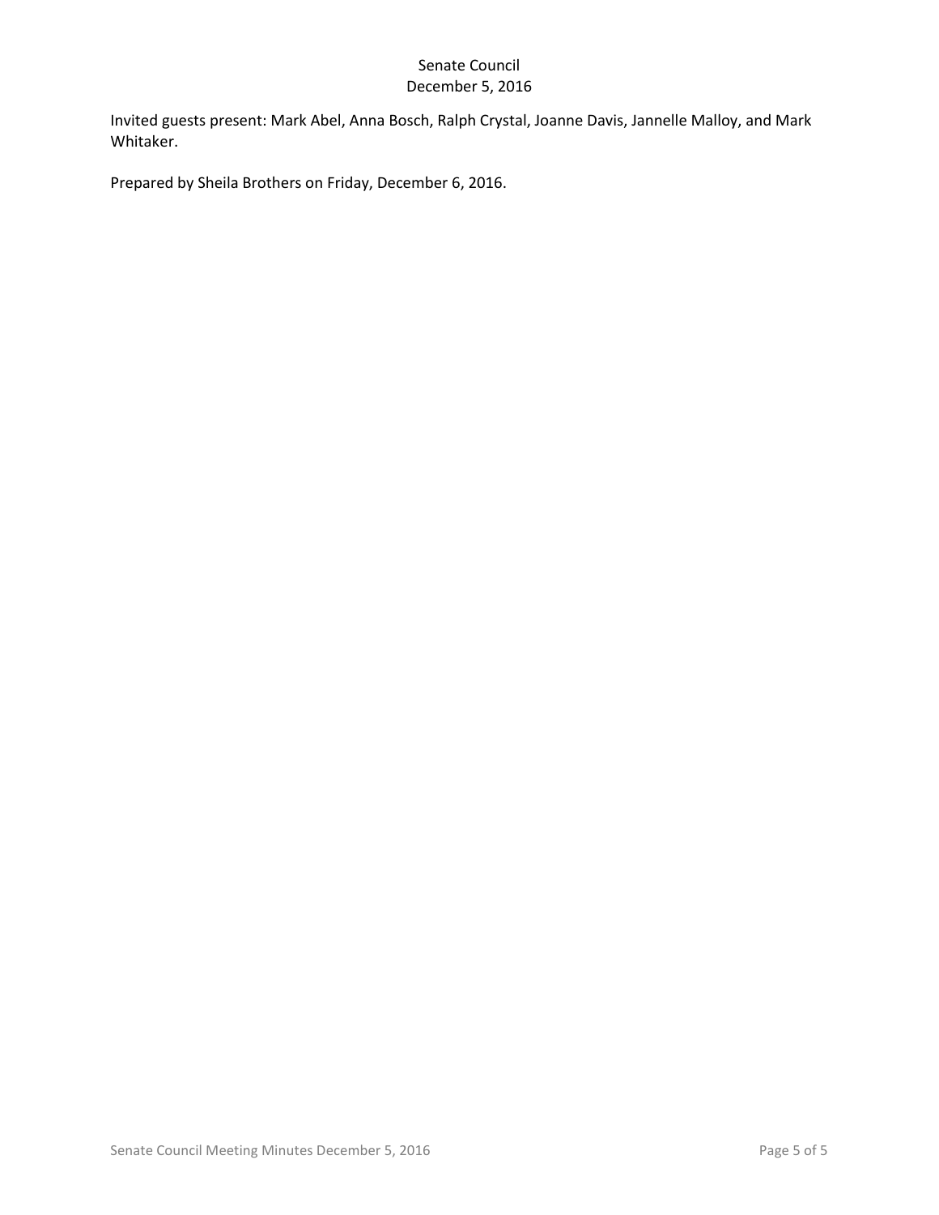Invited guests present: Mark Abel, Anna Bosch, Ralph Crystal, Joanne Davis, Jannelle Malloy, and Mark Whitaker.

Prepared by Sheila Brothers on Friday, December 6, 2016.